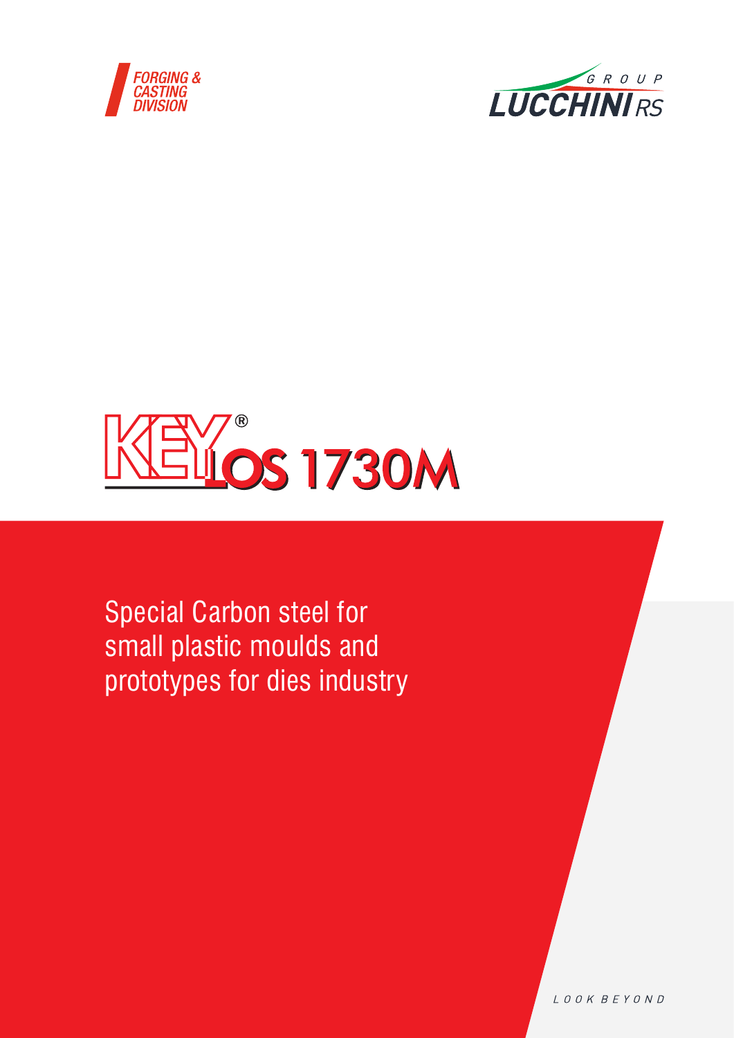FORGING & CASTING DIVISION

GROUP LUCCHINI RS

# KEYLOS 1730M®

Special Carbon steel for small plastic moulds and prototypes for dies industry

LOOK BEYOND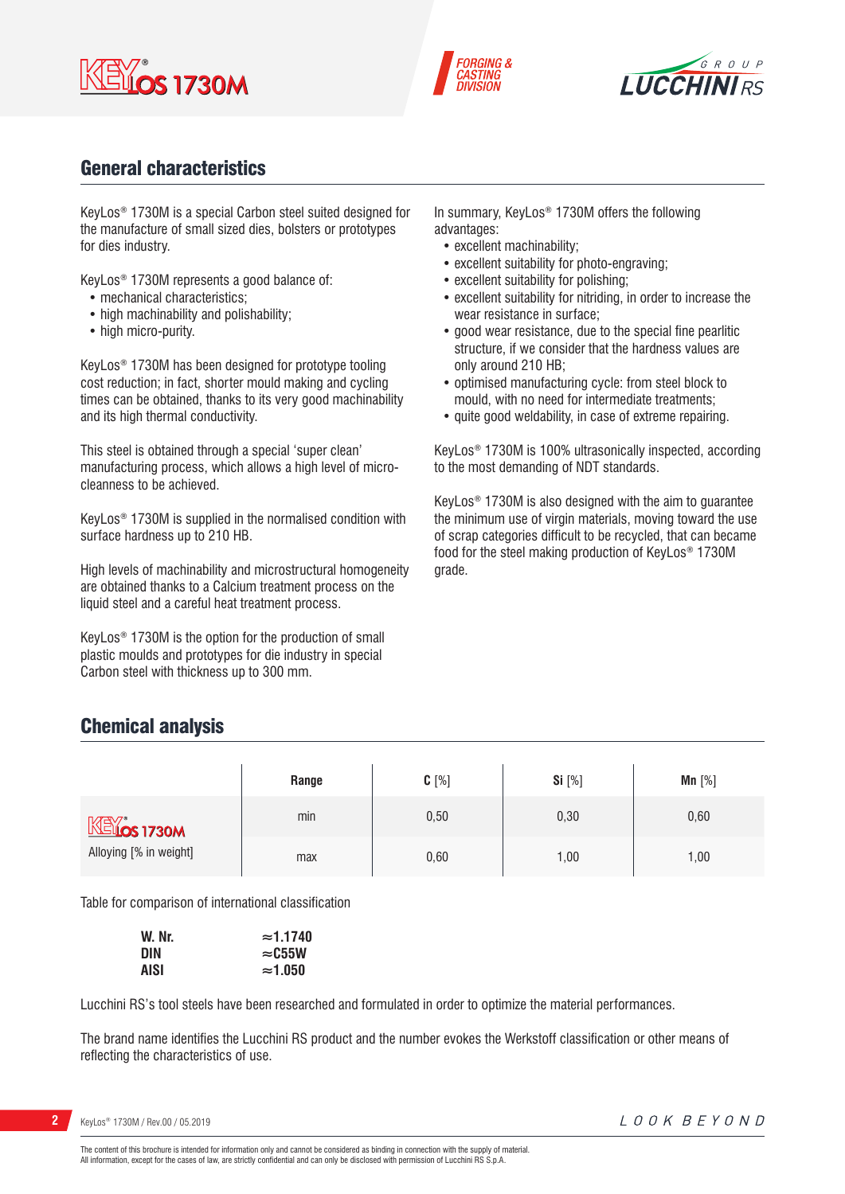## General characteristics

KeyLos® 1730M is a special Carbon steel suited designed for the manufacture of small sized dies, bolsters or prototypes for dies industry.

KeyLos® 1730M represents a good balance of:

- mechanical characteristics;
- high machinability and polishability;
- high micro-purity.

KeyLos® 1730M has been designed for prototype tooling cost reduction; in fact, shorter mould making and cycling times can be obtained, thanks to its very good machinability and its high thermal conductivity.

This steel is obtained through a special 'super clean' manufacturing process, which allows a high level of micro-cleanness to be achieved.

KeyLos® 1730M is supplied in the normalised condition with surface hardness up to 210 HB.

High levels of machinability and microstructural homogeneity are obtained thanks to a Calcium treatment process on the liquid steel and a careful heat treatment process.

KeyLos® 1730M is the option for the production of small plastic moulds and prototypes for die industry in special Carbon steel with thickness up to 300 mm.

In summary, KeyLos® 1730M offers the following advantages:

- excellent machinability;
- excellent suitability for photo-engraving;
- excellent suitability for polishing;
- excellent suitability for nitriding, in order to increase the wear resistance in surface;
- good wear resistance, due to the special fine pearlitic structure, if we consider that the hardness values are only around 210 HB;
- optimised manufacturing cycle: from steel block to mould, with no need for intermediate treatments;
- quite good weldability, in case of extreme repairing.

KeyLos® 1730M is 100% ultrasonically inspected, according to the most demanding of NDT standards.

KeyLos® 1730M is also designed with the aim to guarantee the minimum use of virgin materials, moving toward the use of scrap categories difficult to be recycled, that can became food for the steel making production of KeyLos® 1730M grade.

## Chemical analysis

| | Range | C [%] | Si [%] | Mn [%] |
|---|---|---|---|---|
| KeyLos® 1730M | min | 0,50 | 0,30 | 0,60 |
| Alloying [% in weight] | max | 0,60 | 1,00 | 1,00 |

Table for comparison of international classification

| | |
|---|---|
| **W. Nr.** | **≈1.1740** |
| **DIN** | **≈C55W** |
| **AISI** | **≈1.050** |

Lucchini RS's tool steels have been researched and formulated in order to optimize the material performances.

The brand name identifies the Lucchini RS product and the number evokes the Werkstoff classification or other means of reflecting the characteristics of use.

The content of this brochure is intended for information only and cannot be considered as binding in connection with the supply of material.
All information, except for the cases of law, are strictly confidential and can only be disclosed with permission of Lucchini RS S.p.A.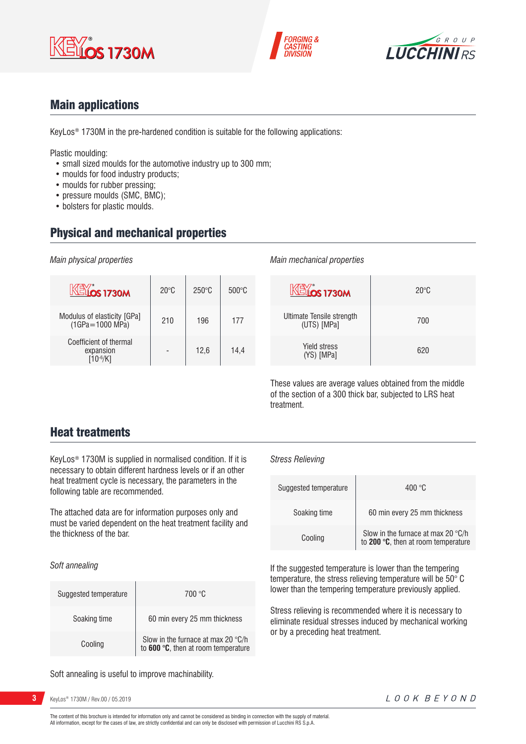## Main applications

KeyLos® 1730M in the pre-hardened condition is suitable for the following applications:

Plastic moulding:

- small sized moulds for the automotive industry up to 300 mm;
- moulds for food industry products;
- moulds for rubber pressing;
- pressure moulds (SMC, BMC);
- bolsters for plastic moulds.

## Physical and mechanical properties

*Main physical properties*

| KeyLos 1730M | 20°C | 250°C | 500°C |
|---|---|---|---|
| Modulus of elasticity [GPa] (1GPa=1000 MPa) | 210 | 196 | 177 |
| Coefficient of thermal expansion [$10^{-6}$/K] | - | 12,6 | 14,4 |

*Main mechanical properties*

| KeyLos 1730M | 20°C |
|---|---|
| Ultimate Tensile strength (UTS) [MPa] | 700 |
| Yield stress (YS) [MPa] | 620 |

These values are average values obtained from the middle of the section of a 300 thick bar, subjected to LRS heat treatment.

## Heat treatments

KeyLos® 1730M is supplied in normalised condition. If it is necessary to obtain different hardness levels or if an other heat treatment cycle is necessary, the parameters in the following table are recommended.

The attached data are for information purposes only and must be varied dependent on the heat treatment facility and the thickness of the bar.

*Soft annealing*

| | |
|---|---|
| Suggested temperature | 700 °C |
| Soaking time | 60 min every 25 mm thickness |
| Cooling | Slow in the furnace at max 20 °C/h to **600 °C**, then at room temperature |

Soft annealing is useful to improve machinability.

*Stress Relieving*

| | |
|---|---|
| Suggested temperature | 400 °C |
| Soaking time | 60 min every 25 mm thickness |
| Cooling | Slow in the furnace at max 20 °C/h to **200 °C**, then at room temperature |

If the suggested temperature is lower than the tempering temperature, the stress relieving temperature will be 50° C lower than the tempering temperature previously applied.

Stress relieving is recommended where it is necessary to eliminate residual stresses induced by mechanical working or by a preceding heat treatment.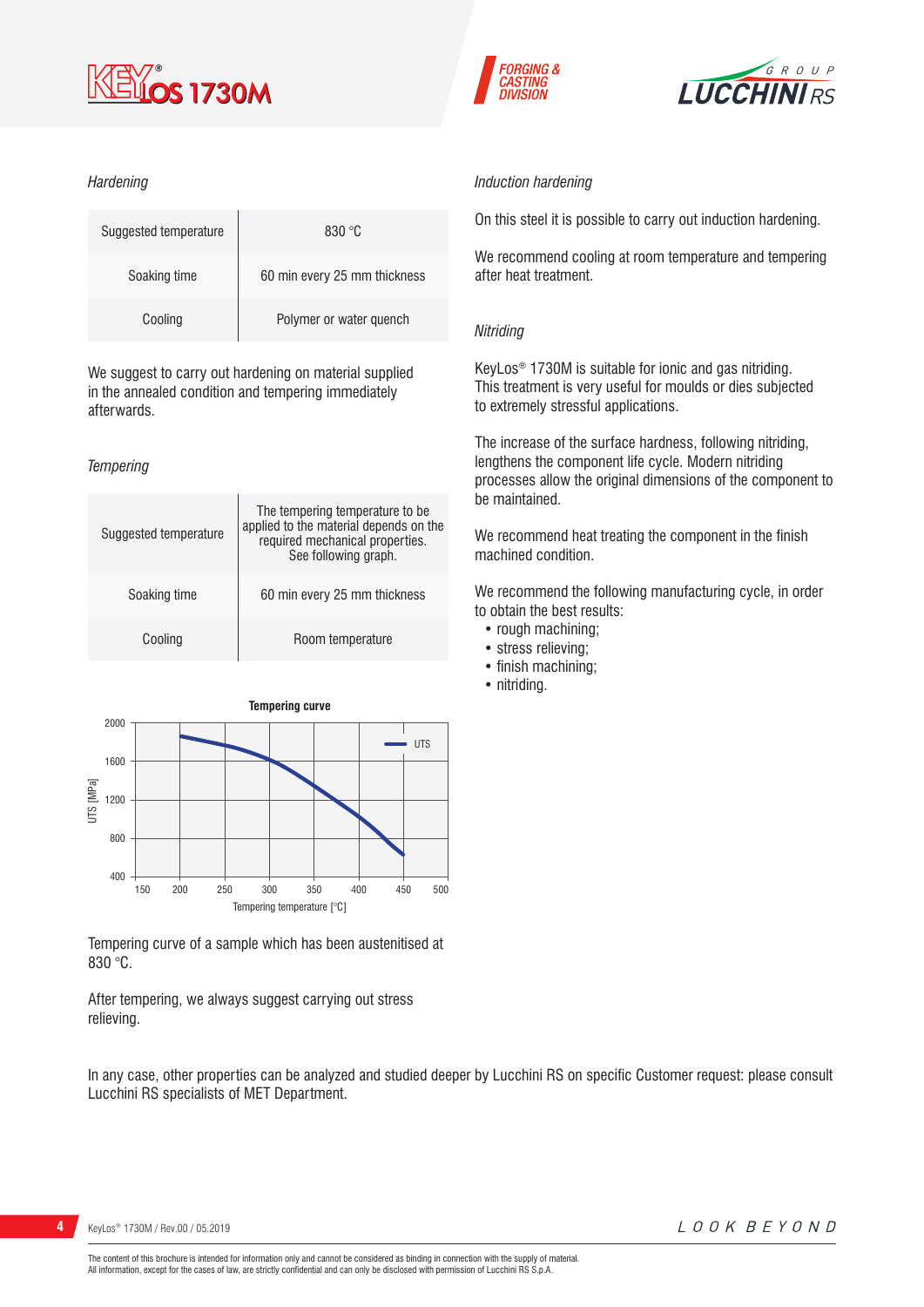*Hardening*

| Suggested temperature | 830 °C |
|---|---|
| Soaking time | 60 min every 25 mm thickness |
| Cooling | Polymer or water quench |

We suggest to carry out hardening on material supplied in the annealed condition and tempering immediately afterwards.

*Tempering*

| Suggested temperature | The tempering temperature to be applied to the material depends on the required mechanical properties. See following graph. |
|---|---|
| Soaking time | 60 min every 25 mm thickness |
| Cooling | Room temperature |

**Tempering curve**

Tempering curve of a sample which has been austenitised at 830 °C.

After tempering, we always suggest carrying out stress relieving.

*Induction hardening*

On this steel it is possible to carry out induction hardening.

We recommend cooling at room temperature and tempering after heat treatment.

*Nitriding*

KeyLos® 1730M is suitable for ionic and gas nitriding. This treatment is very useful for moulds or dies subjected to extremely stressful applications.

The increase of the surface hardness, following nitriding, lengthens the component life cycle. Modern nitriding processes allow the original dimensions of the component to be maintained.

We recommend heat treating the component in the finish machined condition.

We recommend the following manufacturing cycle, in order to obtain the best results:

- rough machining;
- stress relieving;
- finish machining;
- nitriding.

In any case, other properties can be analyzed and studied deeper by Lucchini RS on specific Customer request: please consult Lucchini RS specialists of MET Department.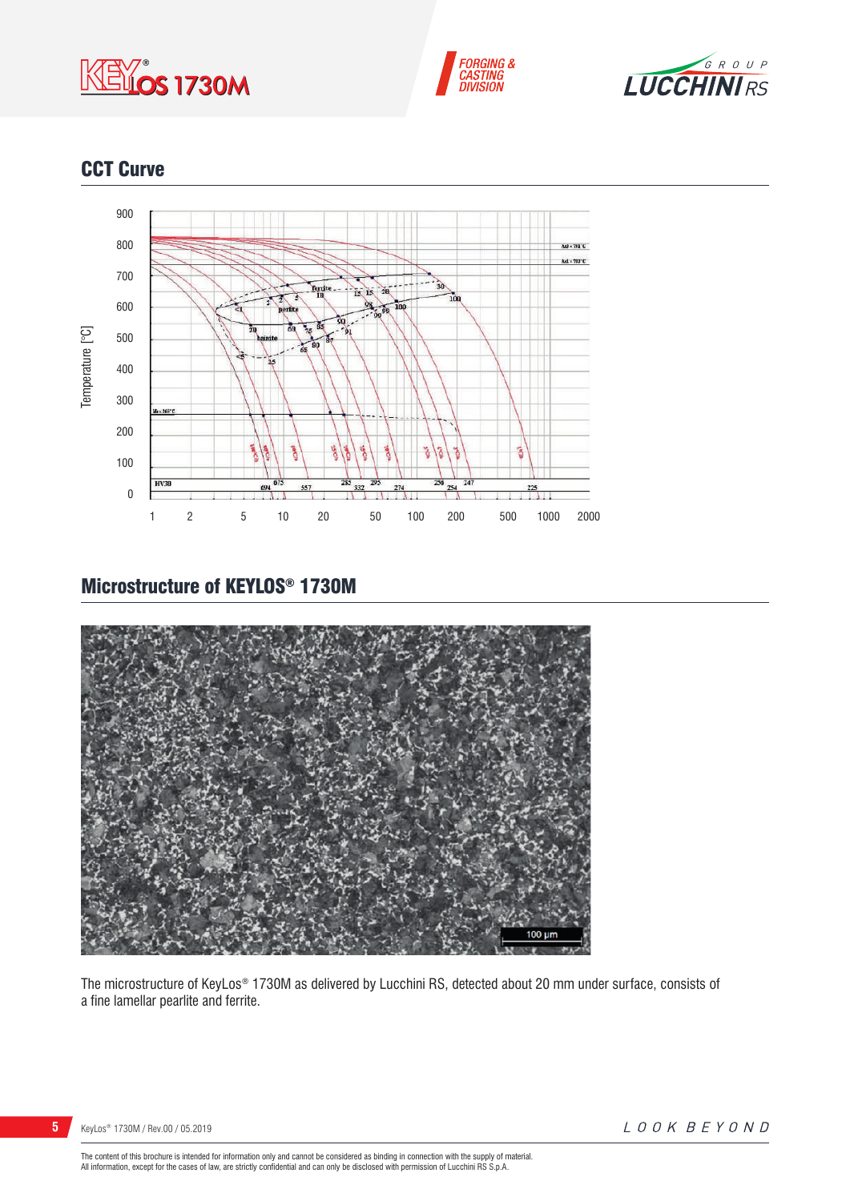## CCT Curve

## Microstructure of KEYLOS® 1730M

The microstructure of KeyLos® 1730M as delivered by Lucchini RS, detected about 20 mm under surface, consists of a fine lamellar pearlite and ferrite.

The content of this brochure is intended for information only and cannot be considered as binding in connection with the supply of material.
All information, except for the cases of law, are strictly confidential and can only be disclosed with permission of Lucchini RS S.p.A.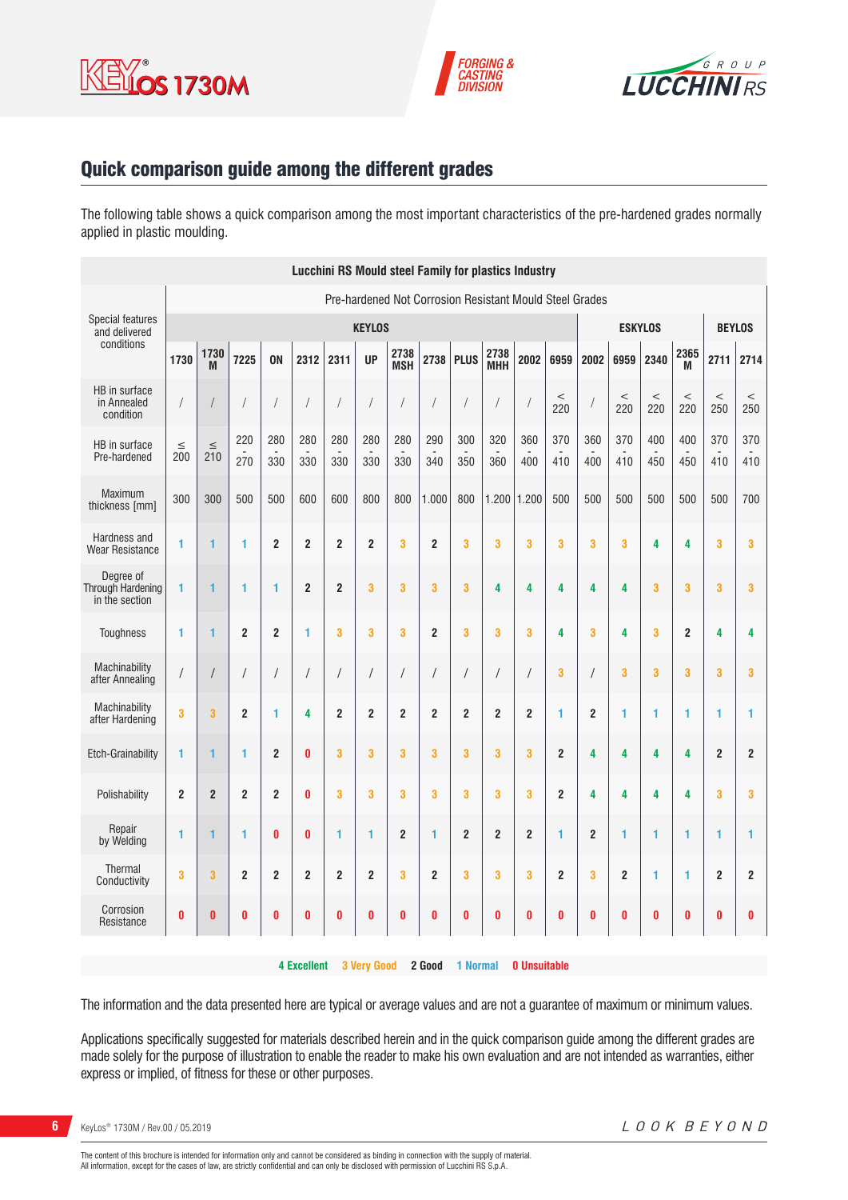## Quick comparison guide among the different grades

The following table shows a quick comparison among the most important characteristics of the pre-hardened grades normally applied in plastic moulding.

| Lucchini RS Mould steel Family for plastics Industry | | | | | | | | | | | | | | | | | | | |
|---|---|---|---|---|---|---|---|---|---|---|---|---|---|---|---|---|---|---|---|
| Special features and delivered conditions | Pre-hardened Not Corrosion Resistant Mould Steel Grades | | | | | | | | | | | | | | | | | | |
| | KEYLOS | | | | | | | | | | | | | ESKYLOS | | | | BEYLOS | |
| | 1730 | 1730 M | 7225 | ON | 2312 | 2311 | UP | 2738 MSH | 2738 | PLUS | 2738 MHH | 2002 | 6959 | 2002 | 6959 | 2340 | 2365 M | 2711 | 2714 |
| HB in surface in Annealed condition | / | / | / | / | / | / | / | / | / | / | / | / | < 220 | / | < 220 | < 220 | < 220 | < 250 | < 250 |
| HB in surface Pre-hardened | ≤ 200 | ≤ 210 | 220 - 270 | 280 - 330 | 280 - 330 | 280 - 330 | 280 - 330 | 280 - 330 | 290 - 340 | 300 - 350 | 320 - 360 | 360 - 400 | 370 - 410 | 360 - 400 | 370 - 410 | 400 - 450 | 400 - 450 | 370 - 410 | 370 - 410 |
| Maximum thickness [mm] | 300 | 300 | 500 | 500 | 600 | 600 | 800 | 800 | 1.000 | 800 | 1.200 | 1.200 | 500 | 500 | 500 | 500 | 500 | 500 | 700 |
| Hardness and Wear Resistance | 1 | 1 | 1 | 2 | 2 | 2 | 2 | 3 | 2 | 3 | 3 | 3 | 3 | 3 | 3 | 4 | 4 | 3 | 3 |
| Degree of Through Hardening in the section | 1 | 1 | 1 | 1 | 2 | 2 | 3 | 3 | 3 | 3 | 4 | 4 | 4 | 4 | 4 | 3 | 3 | 3 | 3 |
| Toughness | 1 | 1 | 2 | 2 | 1 | 3 | 3 | 3 | 2 | 3 | 3 | 3 | 4 | 3 | 4 | 3 | 2 | 4 | 4 |
| Machinability after Annealing | / | / | / | / | / | / | / | / | / | / | / | / | 3 | / | 3 | 3 | 3 | 3 | 3 |
| Machinability after Hardening | 3 | 3 | 2 | 1 | 4 | 2 | 2 | 2 | 2 | 2 | 2 | 2 | 1 | 2 | 1 | 1 | 1 | 1 | 1 |
| Etch-Grainability | 1 | 1 | 1 | 2 | 0 | 3 | 3 | 3 | 3 | 3 | 3 | 3 | 2 | 4 | 4 | 4 | 4 | 2 | 2 |
| Polishability | 2 | 2 | 2 | 2 | 0 | 3 | 3 | 3 | 3 | 3 | 3 | 3 | 2 | 4 | 4 | 4 | 4 | 3 | 3 |
| Repair by Welding | 1 | 1 | 1 | 0 | 0 | 1 | 1 | 2 | 1 | 2 | 2 | 2 | 1 | 2 | 1 | 1 | 1 | 1 | 1 |
| Thermal Conductivity | 3 | 3 | 2 | 2 | 2 | 2 | 2 | 3 | 2 | 3 | 3 | 3 | 2 | 3 | 2 | 1 | 1 | 2 | 2 |
| Corrosion Resistance | 0 | 0 | 0 | 0 | 0 | 0 | 0 | 0 | 0 | 0 | 0 | 0 | 0 | 0 | 0 | 0 | 0 | 0 | 0 |

4 Excellent 3 Very Good 2 Good 1 Normal 0 Unsuitable

The information and the data presented here are typical or average values and are not a guarantee of maximum or minimum values.

Applications specifically suggested for materials described herein and in the quick comparison guide among the different grades are made solely for the purpose of illustration to enable the reader to make his own evaluation and are not intended as warranties, either express or implied, of fitness for these or other purposes.

The content of this brochure is intended for information only and cannot be considered as binding in connection with the supply of material.
All information, except for the cases of law, are strictly confidential and can only be disclosed with permission of Lucchini RS S.p.A.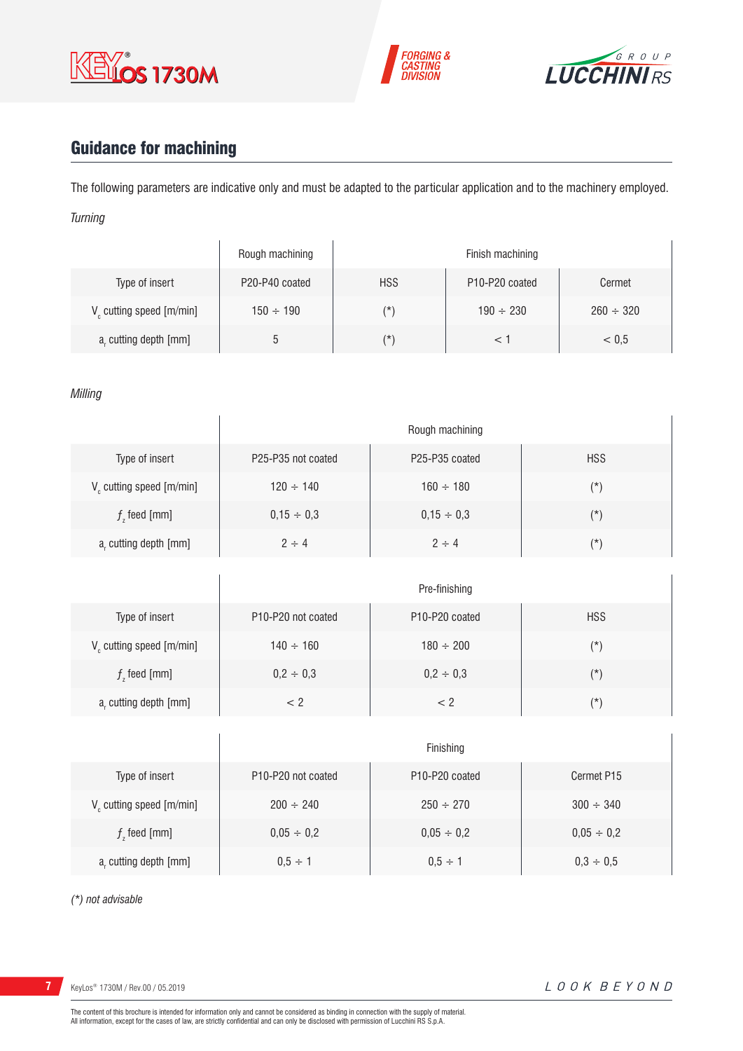## Guidance for machining

The following parameters are indicative only and must be adapted to the particular application and to the machinery employed.

*Turning*

| | Rough machining | Finish machining | | |
|---|---|---|---|---|
| Type of insert | P20-P40 coated | HSS | P10-P20 coated | Cermet |
| $V_c$ cutting speed [m/min] | 150 ÷ 190 | (*) | 190 ÷ 230 | 260 ÷ 320 |
| $a_r$ cutting depth [mm] | 5 | (*) | < 1 | < 0,5 |

*Milling*

| | Rough machining | | |
|---|---|---|---|
| Type of insert | P25-P35 not coated | P25-P35 coated | HSS |
| $V_c$ cutting speed [m/min] | 120 ÷ 140 | 160 ÷ 180 | (*) |
| $f_z$ feed [mm] | 0,15 ÷ 0,3 | 0,15 ÷ 0,3 | (*) |
| $a_r$ cutting depth [mm] | 2 ÷ 4 | 2 ÷ 4 | (*) |

| | Pre-finishing | | |
|---|---|---|---|
| Type of insert | P10-P20 not coated | P10-P20 coated | HSS |
| $V_c$ cutting speed [m/min] | 140 ÷ 160 | 180 ÷ 200 | (*) |
| $f_z$ feed [mm] | 0,2 ÷ 0,3 | 0,2 ÷ 0,3 | (*) |
| $a_r$ cutting depth [mm] | < 2 | < 2 | (*) |

| | Finishing | | |
|---|---|---|---|
| Type of insert | P10-P20 not coated | P10-P20 coated | Cermet P15 |
| $V_c$ cutting speed [m/min] | 200 ÷ 240 | 250 ÷ 270 | 300 ÷ 340 |
| $f_z$ feed [mm] | 0,05 ÷ 0,2 | 0,05 ÷ 0,2 | 0,05 ÷ 0,2 |
| $a_r$ cutting depth [mm] | 0,5 ÷ 1 | 0,5 ÷ 1 | 0,3 ÷ 0,5 |

*(*) not advisable*

The content of this brochure is intended for information only and cannot be considered as binding in connection with the supply of material.
All information, except for the cases of law, are strictly confidential and can only be disclosed with permission of Lucchini RS S.p.A.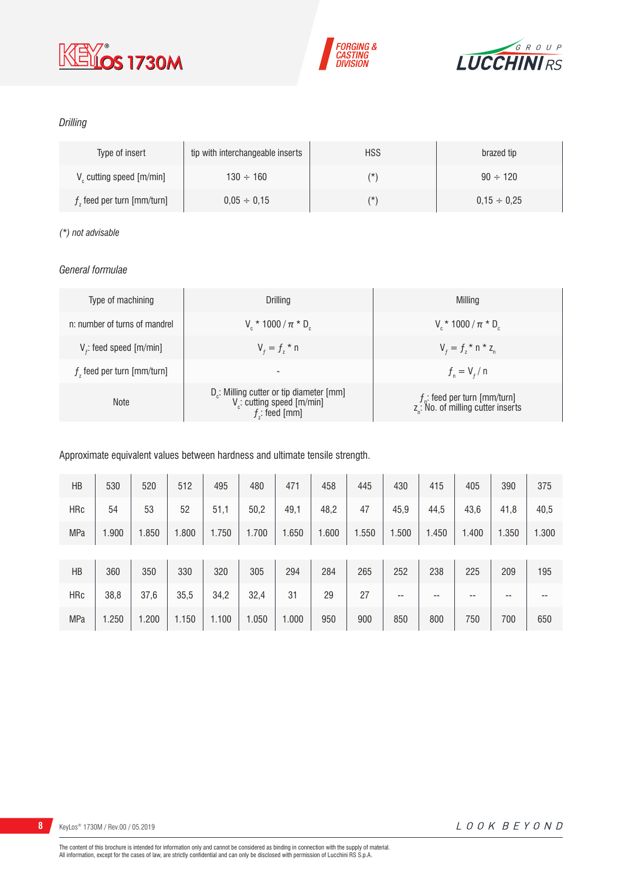*Drilling*

| Type of insert | tip with interchangeable inserts | HSS | brazed tip |
|---|---|---|---|
| $V_c$ cutting speed [m/min] | 130 ÷ 160 | (*) | 90 ÷ 120 |
| $f_z$ feed per turn [mm/turn] | 0,05 ÷ 0,15 | (*) | 0,15 ÷ 0,25 |

*(*) not advisable*

*General formulae*

| Type of machining | Drilling | Milling |
|---|---|---|
| n: number of turns of mandrel | $V_c * 1000 / \pi * D_c$ | $V_c * 1000 / \pi * D_c$ |
| $V_f$: feed speed [m/min] | $V_f = f_z * n$ | $V_f = f_z * n * z_n$ |
| $f_z$ feed per turn [mm/turn] | - | $f_n = V_f / n$ |
| Note | $D_c$: Milling cutter or tip diameter [mm]<br>$V_c$: cutting speed [m/min]<br>$f_z$: feed [mm] | $f_n$: feed per turn [mm/turn]<br>$z_n$: No. of milling cutter inserts |

Approximate equivalent values between hardness and ultimate tensile strength.

| HB | 530 | 520 | 512 | 495 | 480 | 471 | 458 | 445 | 430 | 415 | 405 | 390 | 375 |
|---|---|---|---|---|---|---|---|---|---|---|---|---|---|
| HRc | 54 | 53 | 52 | 51,1 | 50,2 | 49,1 | 48,2 | 47 | 45,9 | 44,5 | 43,6 | 41,8 | 40,5 |
| MPa | 1.900 | 1.850 | 1.800 | 1.750 | 1.700 | 1.650 | 1.600 | 1.550 | 1.500 | 1.450 | 1.400 | 1.350 | 1.300 |

| HB | 360 | 350 | 330 | 320 | 305 | 294 | 284 | 265 | 252 | 238 | 225 | 209 | 195 |
|---|---|---|---|---|---|---|---|---|---|---|---|---|---|
| HRc | 38,8 | 37,6 | 35,5 | 34,2 | 32,4 | 31 | 29 | 27 | -- | -- | -- | -- | -- |
| MPa | 1.250 | 1.200 | 1.150 | 1.100 | 1.050 | 1.000 | 950 | 900 | 850 | 800 | 750 | 700 | 650 |

The content of this brochure is intended for information only and cannot be considered as binding in connection with the supply of material.
All information, except for the cases of law, are strictly confidential and can only be disclosed with permission of Lucchini RS S.p.A.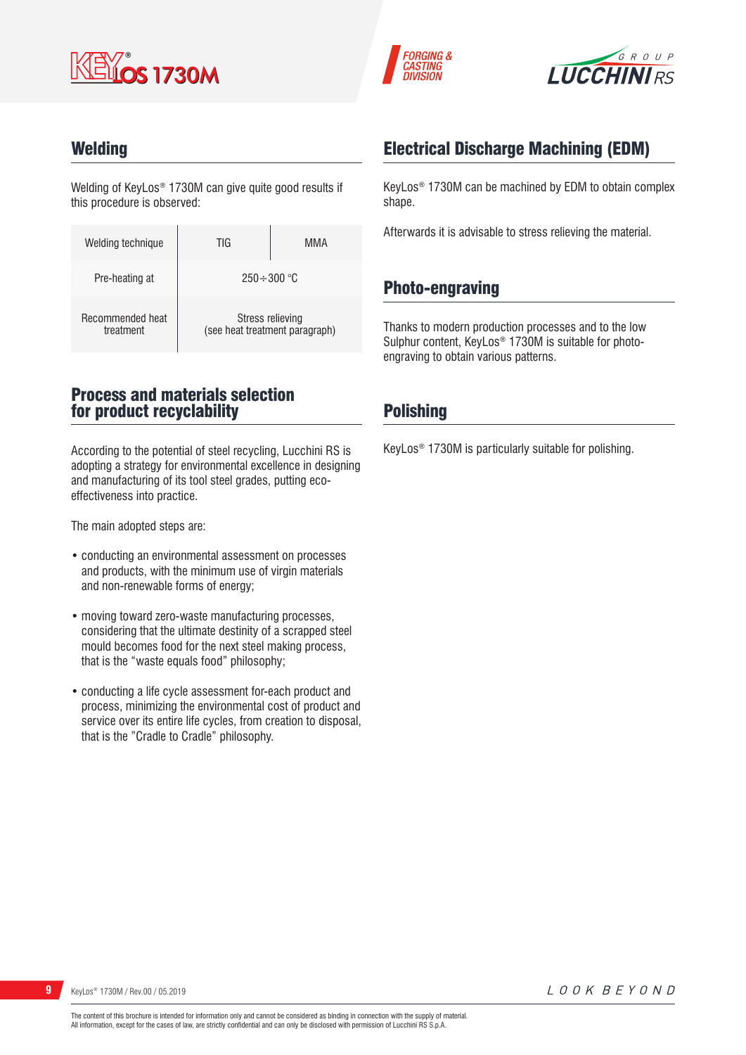## Welding

Welding of KeyLos® 1730M can give quite good results if this procedure is observed:

| | | |
|---|---|---|
| Welding technique | TIG | MMA |
| Pre-heating at | 250÷300 °C | |
| Recommended heat treatment | Stress relieving (see heat treatment paragraph) | |

## Process and materials selection for product recyclability

According to the potential of steel recycling, Lucchini RS is adopting a strategy for environmental excellence in designing and manufacturing of its tool steel grades, putting eco-effectiveness into practice.

The main adopted steps are:

- conducting an environmental assessment on processes and products, with the minimum use of virgin materials and non-renewable forms of energy;
- moving toward zero-waste manufacturing processes, considering that the ultimate destinity of a scrapped steel mould becomes food for the next steel making process, that is the "waste equals food" philosophy;
- conducting a life cycle assessment for-each product and process, minimizing the environmental cost of product and service over its entire life cycles, from creation to disposal, that is the "Cradle to Cradle" philosophy.

## Electrical Discharge Machining (EDM)

KeyLos® 1730M can be machined by EDM to obtain complex shape.

Afterwards it is advisable to stress relieving the material.

## Photo-engraving

Thanks to modern production processes and to the low Sulphur content, KeyLos® 1730M is suitable for photo-engraving to obtain various patterns.

## Polishing

KeyLos® 1730M is particularly suitable for polishing.

The content of this brochure is intended for information only and cannot be considered as binding in connection with the supply of material.
All information, except for the cases of law, are strictly confidential and can only be disclosed with permission of Lucchini RS S.p.A.